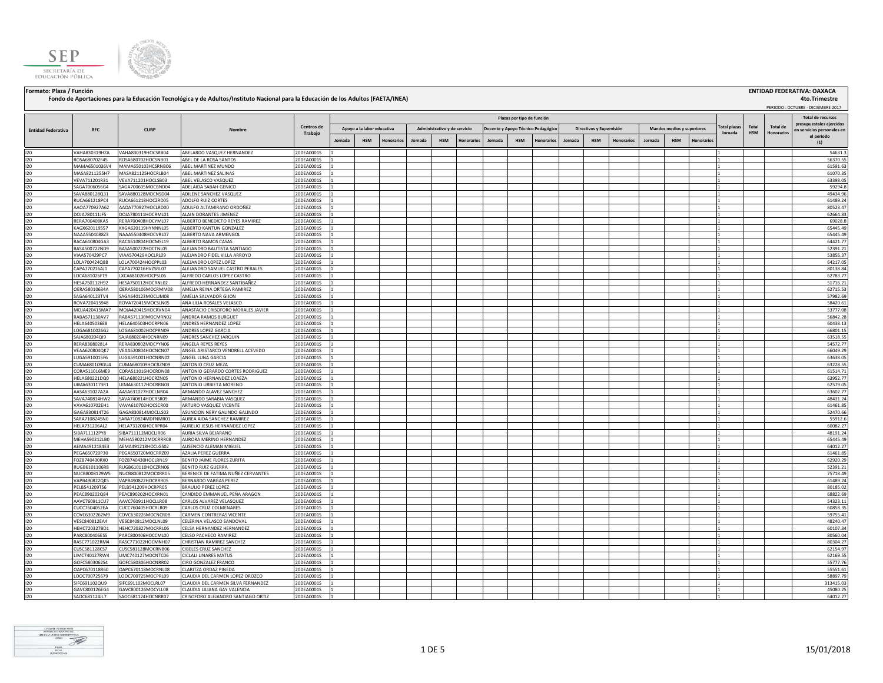**Formato: Plaza / Función**

**ENTIDAD FEDERATIVA: OAXACA**

**Fondo de Aportaciones para la Educación Tecnológica y de Adultos/Instituto Nacional para la Educación de los Adultos (FAETA/INEA)**

**4to.Trimestre**

PERIODO : OCTUBRE - DICIEMBRE 2017

| Entidad Federativa | RFC | CURP | Nombre | Centros de Trabajo | Plazas por tipo de función | | | | | | | | | | | | | | | Total plazas Jornada | Total HSM | Total de Honorarios | Total de recursos presupuestales ejercidos en servicios personales en el periodo (1) |
|---|---|---|---|---|---|---|---|---|---|---|---|---|---|---|---|---|---|---|---|---|---|---|---|
| | | | | | Apoyo a la labor educativa | | | Administrativo y de servicio | | | Docente y Apoyo Técnico Pedagógico | | | Directivos y Supervisión | | | Mandos medios y superiores | | | | | | |
| | | | | | Jornada | HSM | Honorarios | Jornada | HSM | Honorarios | Jornada | HSM | Honorarios | Jornada | HSM | Honorarios | Jornada | HSM | Honorarios | | | | |
| I20 | VAHA830319HZA | VAHA830319HOCSRB04 | ABELARDO VASQUEZ HERNANDEZ | 20DEA0001S | 1 | | | | | | | | | | | | | | | 1 | | | 54631.3 |
| I20 | ROSA680702F45 | ROSA680702HOCSNB01 | ABEL DE LA ROSA SANTOS | 20DEA0001S | 1 | | | | | | | | | | | | | | | 1 | | | 56370.55 |
| I20 | MAMA6501036V4 | MAMA650103HCSRNB06 | ABEL MARTINEZ MUNDO | 20DEA0001S | 1 | | | | | | | | | | | | | | | 1 | | | 61591.63 |
| I20 | MASA8211255H7 | MASA821125HOCRLB04 | ABEL MARTINEZ SALINAS | 20DEA0001S | 1 | | | | | | | | | | | | | | | 1 | | | 61070.35 |
| I20 | VEVA711201R31 | VEVA711201HOCLSB03 | ABEL VELASCO VASQUEZ | 20DEA0001S | 1 | | | | | | | | | | | | | | | 1 | | | 63398.05 |
| I20 | SAGA7006056G4 | SAGA700605MOCBND04 | ADELAIDA SABAH GENICO | 20DEA0001S | 1 | | | | | | | | | | | | | | | 1 | | | 59294.8 |
| I20 | SAVA880128Q31 | SAVA880128MOCNSD04 | ADILENE SANCHEZ VASQUEZ | 20DEA0001S | 1 | | | | | | | | | | | | | | | 1 | | | 49434.96 |
| I20 | RUCA661218PC4 | RUCA661218HOCZRD05 | ADOLFO RUIZ CORTES | 20DEA0001S | 1 | | | | | | | | | | | | | | | 1 | | | 61489.24 |
| I20 | AAOA770927A62 | AAOA770927HOCLRD00 | ADULFO ALTAMIRANO ORDOÑEZ | 20DEA0001S | 1 | | | | | | | | | | | | | | | 1 | | | 80523.47 |
| I20 | DOJA780111JF5 | DOJA780111HOCRML01 | ALAIN DORANTES JIMENEZ | 20DEA0001S | 1 | | | | | | | | | | | | | | | 1 | | | 62664.83 |
| I20 | RERA700408KA5 | RERA700408HOCYML07 | ALBERTO BENEDICTO REYES RAMIREZ | 20DEA0001S | 1 | | | | | | | | | | | | | | | 1 | | | 69028.8 |
| I20 | KAGX620119557 | KXGA620119HYNNNL05 | ALBERTO KANTUN GONZALEZ | 20DEA0001S | 1 | | | | | | | | | | | | | | | 1 | | | 65445.49 |
| I20 | NAAA5504088Z3 | NAAA550408HOCVRL07 | ALBERTO NAVA ARMENGOL | 20DEA0001S | 1 | | | | | | | | | | | | | | | 1 | | | 65445.49 |
| I20 | RACA610804GA3 | RACA610804HOCMSL19 | ALBERTO RAMOS CASAS | 20DEA0001S | 1 | | | | | | | | | | | | | | | 1 | | | 64421.77 |
| I20 | BASA500722ND9 | BASA500722HOCTNL05 | ALEJANDRO BAUTISTA SANTIAGO | 20DEA0001S | 1 | | | | | | | | | | | | | | | 1 | | | 52391.21 |
| I20 | VIAA570429PC7 | VIAA570429HOCLRL09 | ALEJANDRO FIDEL VILLA ARROYO | 20DEA0001S | 1 | | | | | | | | | | | | | | | 1 | | | 53856.37 |
| I20 | LOLA700424Q88 | LOLA700424HOCPPL03 | ALEJANDRO LOPEZ LOPEZ | 20DEA0001S | 1 | | | | | | | | | | | | | | | 1 | | | 64217.05 |
| I20 | CAPA770216AJ1 | CAPA770216HVZSRL07 | ALEJANDRO SAMUEL CASTRO PERALES | 20DEA0001S | 1 | | | | | | | | | | | | | | | 1 | | | 80138.84 |
| I20 | LOCA681026FT9 | LXCA681026HOCPSL06 | ALFREDO CARLOS LOPEZ CASTRO | 20DEA0001S | 1 | | | | | | | | | | | | | | | 1 | | | 62783.77 |
| I20 | HESA750112H92 | HESA750112HOCRNL02 | ALFREDO HERNANDEZ SANTIBAÑEZ | 20DEA0001S | 1 | | | | | | | | | | | | | | | 1 | | | 51716.21 |
| I20 | OERA58010634A | OERA580106MOCRMM08 | AMELIA REINA ORTEGA RAMIREZ | 20DEA0001S | 1 | | | | | | | | | | | | | | | 1 | | | 62715.53 |
| I20 | SAGA640123TV4 | SAGA640123MOCLJM08 | AMELIA SALVADOR GIJON | 20DEA0001S | 1 | | | | | | | | | | | | | | | 1 | | | 57982.69 |
| I20 | ROVA720415948 | ROVA720415MOCSLN05 | ANA LILIA ROSALES VELASCO | 20DEA0001S | 1 | | | | | | | | | | | | | | | 1 | | | 58420.61 |
| I20 | MOJA420415MA7 | MOJA420415HOCRVN04 | ANASTACIO CRISOFORO MORALES JAVIER | 20DEA0001S | 1 | | | | | | | | | | | | | | | 1 | | | 53777.08 |
| I20 | RABA571130AV7 | RABA571130MOCMRN02 | ANDREA RAMOS BURGUET | 20DEA0001S | 1 | | | | | | | | | | | | | | | 1 | | | 56842.28 |
| I20 | HELA6405036E8 | HELA640503HOCRPN06 | ANDRES HERNANDEZ LOPEZ | 20DEA0001S | 1 | | | | | | | | | | | | | | | 1 | | | 60438.13 |
| I20 | LOGA6810026G2 | LOGA681002HOCPRN09 | ANDRES LOPEZ GARCIA | 20DEA0001S | 1 | | | | | | | | | | | | | | | 1 | | | 66801.15 |
| I20 | SAJA680204QI9 | SAJA680204HOCNRN09 | ANDRES SANCHEZ JARQUIN | 20DEA0001S | 1 | | | | | | | | | | | | | | | 1 | | | 63518.55 |
| I20 | RERA830802814 | RERA830802MOCYYN06 | ANGELA REYES REYES | 20DEA0001S | 1 | | | | | | | | | | | | | | | 1 | | | 54572.77 |
| I20 | VEAA620804QK7 | VEAA620804HOCNCN07 | ANGEL ARISTARCO VENDRELL ACEVEDO | 20DEA0001S | 1 | | | | | | | | | | | | | | | 1 | | | 66049.29 |
| I20 | LUGA5910015F6 | LUGA591001HOCNRN02 | ANGEL LUNA GARCIA | 20DEA0001S | 1 | | | | | | | | | | | | | | | 1 | | | 63638.05 |
| I20 | CUMA680109GU4 | CUMA680109HOCRZN09 | ANTONIO CRUZ MEZA | 20DEA0001S | 1 | | | | | | | | | | | | | | | 1 | | | 63228.55 |
| I20 | CORA511016ME9 | CORA511016HOCRDN08 | ANTONIO GERARDO CORTES RODRIGUEZ | 20DEA0001S | 1 | | | | | | | | | | | | | | | 1 | | | 61514.71 |
| I20 | HELA680221DQ0 | HELA680221HOCRZN05 | ANTONIO HERNANDEZ LOAEZA | 20DEA0001S | 1 | | | | | | | | | | | | | | | 1 | | | 63952.77 |
| I20 | UIMA6301173R1 | UIMA630117HOCRRN03 | ANTONIO URBIETA MORENO | 20DEA0001S | 1 | | | | | | | | | | | | | | | 1 | | | 62579.05 |
| I20 | AASA631027A2A | AASA631027HOCLNR04 | ARMANDO ALAVEZ SANCHEZ | 20DEA0001S | 1 | | | | | | | | | | | | | | | 1 | | | 63602.77 |
| I20 | SAVA740814HW2 | SAVA740814HOCRSR09 | ARMANDO SARABIA VASQUEZ | 20DEA0001S | 1 | | | | | | | | | | | | | | | 1 | | | 48431.24 |
| I20 | VAVA610702EH1 | VAVA610702HOCSCR00 | ARTURO VASQUEZ VICENTE | 20DEA0001S | 1 | | | | | | | | | | | | | | | 1 | | | 61461.85 |
| I20 | GAGA830814T26 | GAGA830814MOCLLS02 | ASUNCION NERY GALINDO GALINDO | 20DEA0001S | 1 | | | | | | | | | | | | | | | 1 | | | 52470.66 |
| I20 | SARA710824SN0 | SARA710824MDFNMR01 | AUREA AIDA SANCHEZ RAMIREZ | 20DEA0001S | 1 | | | | | | | | | | | | | | | 1 | | | 55912.6 |
| I20 | HELA731206AL2 | HELA731206HOCRPR04 | AURELIO JESUS HERNANDEZ LOPEZ | 20DEA0001S | 1 | | | | | | | | | | | | | | | 1 | | | 60082.27 |
| I20 | SIBA711112PY8 | SIBA711112MOCLJR06 | AURIA SILVA BEJARANO | 20DEA0001S | 1 | | | | | | | | | | | | | | | 1 | | | 48191.24 |
| I20 | MEHA590212LB0 | MEHA590212MOCRRR08 | AURORA MERINO HERNANDEZ | 20DEA0001S | 1 | | | | | | | | | | | | | | | 1 | | | 65445.49 |
| I20 | AEMA4912184E3 | AEMA491218HOCLGS02 | AUSENCIO ALEMAN MIGUEL | 20DEA0001S | 1 | | | | | | | | | | | | | | | 1 | | | 64012.27 |
| I20 | PEGA650720P30 | PEGA650720MOCRRZ09 | AZALIA PEREZ GUERRA | 20DEA0001S | 1 | | | | | | | | | | | | | | | 1 | | | 61461.85 |
| I20 | FOZB740430RX0 | FOZB740430HOCLRN19 | BENITO JAIME FLORES ZURITA | 20DEA0001S | 1 | | | | | | | | | | | | | | | 1 | | | 62920.29 |
| I20 | RUGB6101106R8 | RUGB610110HOCZRN06 | BENITO RUIZ GUERRA | 20DEA0001S | 1 | | | | | | | | | | | | | | | 1 | | | 52391.21 |
| I20 | NUCB8008129W5 | NUCB800812MOCXRR05 | BERENICE DE FATIMA NUÑEZ CERVANTES | 20DEA0001S | 1 | | | | | | | | | | | | | | | 1 | | | 75718.49 |
| I20 | VAPB490822QK5 | VAPB490822HOCRRR05 | BERNARDO VARGAS PEREZ | 20DEA0001S | 1 | | | | | | | | | | | | | | | 1 | | | 61489.24 |
| I20 | PELB541209TS6 | PELB541209HOCRPR05 | BRAULIO PEREZ LOPEZ | 20DEA0001S | 1 | | | | | | | | | | | | | | | 1 | | | 80185.02 |
| I20 | PEAC890202Q84 | PEAC890202HOCXRN01 | CANDIDO EMMANUEL PEÑA ARAGON | 20DEA0001S | 1 | | | | | | | | | | | | | | | 1 | | | 68822.69 |
| I20 | AAVC760911CU7 | AAVC760911HOCLLR08 | CARLOS ALVAREZ VELASQUEZ | 20DEA0001S | 1 | | | | | | | | | | | | | | | 1 | | | 54323.11 |
| I20 | CUCC7604052EA | CUCC760405HOCRLR09 | CARLOS CRUZ COLMENARES | 20DEA0001S | 1 | | | | | | | | | | | | | | | 1 | | | 60858.35 |
| I20 | COVC6302262M9 | COVC630226MOCNCR08 | CARMEN CONTRERAS VICENTE | 20DEA0001S | 1 | | | | | | | | | | | | | | | 1 | | | 59755.41 |
| I20 | VESC840812EA4 | VESC840812MOCLNL09 | CELERINA VELASCO SANDOVAL | 20DEA0001S | 1 | | | | | | | | | | | | | | | 1 | | | 48240.47 |
| I20 | HEHC720327BD1 | HEHC720327MOCRRL06 | CELSA HERNANDEZ HERNANDEZ | 20DEA0001S | 1 | | | | | | | | | | | | | | | 1 | | | 60107.34 |
| I20 | PARC800406ES5 | PARC800406HOCCML00 | CELSO PACHECO RAMIREZ | 20DEA0001S | 1 | | | | | | | | | | | | | | | 1 | | | 80560.04 |
| I20 | RASC771022RM4 | RASC771022HOCMNH07 | CHRISTIAN RAMIREZ SANCHEZ | 20DEA0001S | 1 | | | | | | | | | | | | | | | 1 | | | 80304.27 |
| I20 | CUSC581128CS7 | CUSC581128MOCRNB06 | CIBELES CRUZ SANCHEZ | 20DEA0001S | 1 | | | | | | | | | | | | | | | 1 | | | 62154.97 |
| I20 | LIMC740127RW4 | LIMC740127MOCNTC06 | CICLALI LINARES MATUS | 20DEA0001S | 1 | | | | | | | | | | | | | | | 1 | | | 62169.55 |
| I20 | GOFC5803062S4 | GOFC580306HOCNRR02 | CIRO GONZALEZ FRANCO | 20DEA0001S | 1 | | | | | | | | | | | | | | | 1 | | | 55777.76 |
| I20 | OAPC670118R60 | OAPC670118MOCRNL08 | CLARITZA ORDAZ PINEDA | 20DEA0001S | 1 | | | | | | | | | | | | | | | 1 | | | 55551.61 |
| I20 | LOOC700725679 | LOOC700725MOCPRL09 | CLAUDIA DEL CARMEN LOPEZ OROZCO | 20DEA0001S | 1 | | | | | | | | | | | | | | | 1 | | | 58897.79 |
| I20 | SIFC691102QU9 | SIFC691102MOCLRL07 | CLAUDIA DEL CARMEN SILVA FERNANDEZ | 20DEA0001S | 1 | | | | | | | | | | | | | | | 1 | | | 313415.03 |
| I20 | GAVC800126EG4 | GAVC800126MOCYLL08 | CLAUDIA LILIANA GAY VALENCIA | 20DEA0001S | 1 | | | | | | | | | | | | | | | 1 | | | 45080.25 |
| I20 | SAOC681124JL7 | SAOC681124HOCNRR07 | CRISOFORO ALEJANDRO SANTIAGO ORTIZ | 20DEA0001S | 1 | | | | | | | | | | | | | | | 1 | | | 64012.27 |

15/01/2018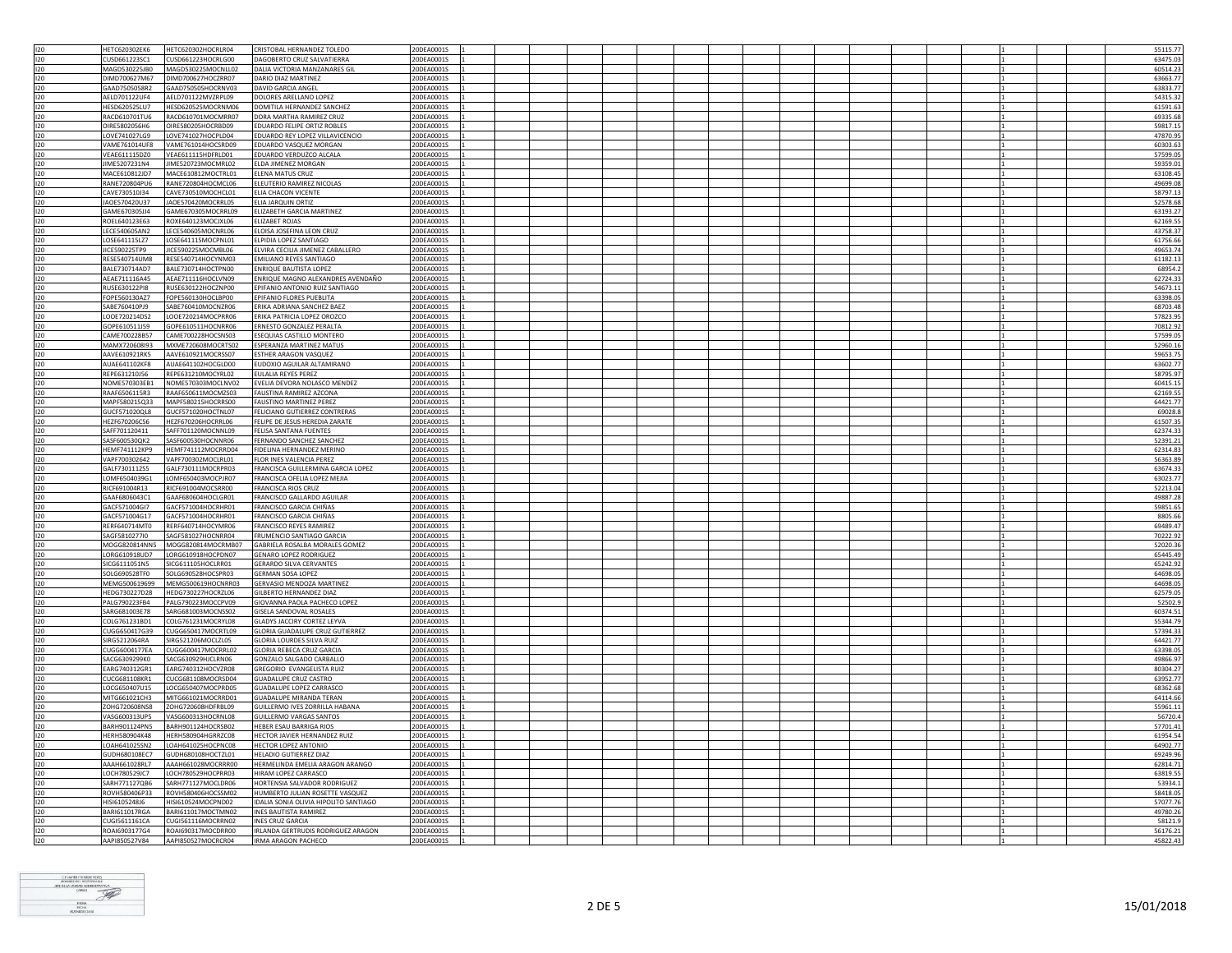| I20 | HETC620302EK6 | HETC620302HOCRLR04 | CRISTOBAL HERNANDEZ TOLEDO | 20DEA0001S | 1 | | | | | | | | | | | | | | | 1 | | | 55115.77 |
|---|---|---|---|---|---|---|---|---|---|---|---|---|---|---|---|---|---|---|---|---|---|---|---|
| I20 | CUSD661223SC1 | CUSD661223HOCRLG00 | DAGOBERTO CRUZ SALVATIERRA | 20DEA0001S | 1 | | | | | | | | | | | | | | | 1 | | | 63475.03 |
| I20 | MAGD530225JB0 | MAGD530225MOCNLL02 | DALIA VICTORIA MANZANARES GIL | 20DEA0001S | 1 | | | | | | | | | | | | | | | 1 | | | 60514.23 |
| I20 | DIMD700627M67 | DIMD700627HOCZRR07 | DARIO DIAZ MARTINEZ | 20DEA0001S | 1 | | | | | | | | | | | | | | | 1 | | | 63663.77 |
| I20 | GAAD7505058R2 | GAAD750505HOCRNV03 | DAVID GARCIA ANGEL | 20DEA0001S | 1 | | | | | | | | | | | | | | | 1 | | | 63833.77 |
| I20 | AELD701122UF4 | AELD701122MVZRPL09 | DOLORES ARELLANO LOPEZ | 20DEA0001S | 1 | | | | | | | | | | | | | | | 1 | | | 54315.32 |
| I20 | HESD620525LU7 | HESD620525MOCRNM06 | DOMITILA HERNANDEZ SANCHEZ | 20DEA0001S | 1 | | | | | | | | | | | | | | | 1 | | | 61591.63 |
| I20 | RACD610701TU6 | RACD610701MOCMRR07 | DORA MARTHA RAMIREZ CRUZ | 20DEA0001S | 1 | | | | | | | | | | | | | | | 1 | | | 69335.68 |
| I20 | OIRE5802056H6 | OIRE580205HOCRBD09 | EDUARDO FELIPE ORTIZ ROBLES | 20DEA0001S | 1 | | | | | | | | | | | | | | | 1 | | | 59817.15 |
| I20 | LOVE741027LG9 | LOVE741027HOCPLD04 | EDUARDO REY LOPEZ VILLAVICENCIO | 20DEA0001S | 1 | | | | | | | | | | | | | | | 1 | | | 47870.95 |
| I20 | VAME761014UF8 | VAME761014HOCSRD09 | EDUARDO VASQUEZ MORGAN | 20DEA0001S | 1 | | | | | | | | | | | | | | | 1 | | | 60303.63 |
| I20 | VEAE611115DZ0 | VEAE611115HDFRLD01 | EDUARDO VERDUZCO ALCALA | 20DEA0001S | 1 | | | | | | | | | | | | | | | 1 | | | 57599.05 |
| I20 | JIME5207231N4 | JIME520723MOCMRL02 | ELDA JIMENEZ MORGAN | 20DEA0001S | 1 | | | | | | | | | | | | | | | 1 | | | 59359.01 |
| I20 | MACE610812JD7 | MACE610812MOCTRL01 | ELENA MATUS CRUZ | 20DEA0001S | 1 | | | | | | | | | | | | | | | 1 | | | 63108.45 |
| I20 | RANE720804PU6 | RANE720804HOCMCL06 | ELEUTERIO RAMIREZ NICOLAS | 20DEA0001S | 1 | | | | | | | | | | | | | | | 1 | | | 49699.08 |
| I20 | CAVE730510J34 | CAVE730510MOCHCL01 | ELIA CHACON VICENTE | 20DEA0001S | 1 | | | | | | | | | | | | | | | 1 | | | 58797.13 |
| I20 | JAOE570420U37 | JAOE570420MOCRRL05 | ELIA JARQUIN ORTIZ | 20DEA0001S | 1 | | | | | | | | | | | | | | | 1 | | | 52578.68 |
| I20 | GAME670305JJ4 | GAME670305MOCRRL09 | ELIZABETH GARCIA MARTINEZ | 20DEA0001S | 1 | | | | | | | | | | | | | | | 1 | | | 63193.27 |
| I20 | ROEL640123E63 | ROXE640123MOCJXL06 | ELIZABET ROJAS | 20DEA0001S | 1 | | | | | | | | | | | | | | | 1 | | | 62169.55 |
| I20 | LECE540605AN2 | LECE540605MOCNRL06 | ELOISA JOSEFINA LEON CRUZ | 20DEA0001S | 1 | | | | | | | | | | | | | | | 1 | | | 43758.37 |
| I20 | LOSE641115LZ7 | LOSE641115MOCPNL01 | ELPIDIA LOPEZ SANTIAGO | 20DEA0001S | 1 | | | | | | | | | | | | | | | 1 | | | 61756.66 |
| I20 | JICE590225TP9 | JICE590225MOCMBL06 | ELVIRA CECILIA JIMENEZ CABALLERO | 20DEA0001S | 1 | | | | | | | | | | | | | | | 1 | | | 49653.74 |
| I20 | RESE540714UM8 | RESE540714HOCYNM03 | EMILIANO REYES SANTIAGO | 20DEA0001S | 1 | | | | | | | | | | | | | | | 1 | | | 61182.13 |
| I20 | BALE730714AD7 | BALE730714HOCTPN00 | ENRIQUE BAUTISTA LOPEZ | 20DEA0001S | 1 | | | | | | | | | | | | | | | 1 | | | 68954.2 |
| I20 | AEAE711116A45 | AEAE711116HOCLVN09 | ENRIQUE MAGNO ALEXANDRES AVENDAÑO | 20DEA0001S | 1 | | | | | | | | | | | | | | | 1 | | | 62724.33 |
| I20 | RUSE630122PI8 | RUSE630122HOCZNP00 | EPIFANIO ANTONIO RUIZ SANTIAGO | 20DEA0001S | 1 | | | | | | | | | | | | | | | 1 | | | 54673.11 |
| I20 | FOPE560130AZ7 | FOPE560130HOCLBP00 | EPIFANIO FLORES PUEBLITA | 20DEA0001S | 1 | | | | | | | | | | | | | | | 1 | | | 63398.05 |
| I20 | SABE760410PJ9 | SABE760410MOCNZR06 | ERIKA ADRIANA SANCHEZ BAEZ | 20DEA0001S | 1 | | | | | | | | | | | | | | | 1 | | | 68703.48 |
| I20 | LOOE720214DS2 | LOOE720214MOCPRR06 | ERIKA PATRICIA LOPEZ OROZCO | 20DEA0001S | 1 | | | | | | | | | | | | | | | 1 | | | 57823.95 |
| I20 | GOPE610511JS9 | GOPE610511HOCNRR06 | ERNESTO GONZALEZ PERALTA | 20DEA0001S | 1 | | | | | | | | | | | | | | | 1 | | | 70812.92 |
| I20 | CAME700228B57 | CAME700228HOCSNS03 | ESEQUIAS CASTILLO MONTERO | 20DEA0001S | 1 | | | | | | | | | | | | | | | 1 | | | 57599.05 |
| I20 | MAMX720608I93 | MXME720608MOCRTS02 | ESPERANZA MARTINEZ MATUS | 20DEA0001S | 1 | | | | | | | | | | | | | | | 1 | | | 52960.16 |
| I20 | AAVE610921RK5 | AAVE610921MOCRSS07 | ESTHER ARAGON VASQUEZ | 20DEA0001S | 1 | | | | | | | | | | | | | | | 1 | | | 59653.75 |
| I20 | AUAE641102KF8 | AUAE641102HOCGLD00 | EUDOXIO AGUILAR ALTAMIRANO | 20DEA0001S | 1 | | | | | | | | | | | | | | | 1 | | | 63602.77 |
| I20 | REPE631210JS6 | REPE631210MOCYRL02 | EULALIA REYES PEREZ | 20DEA0001S | 1 | | | | | | | | | | | | | | | 1 | | | 58795.97 |
| I20 | NOME570303EB1 | NOME570303MOCLNV02 | EVELIA DEVORA NOLASCO MENDEZ | 20DEA0001S | 1 | | | | | | | | | | | | | | | 1 | | | 60415.15 |
| I20 | RAAF6506115R3 | RAAF650611MOCMZS03 | FAUSTINA RAMIREZ AZCONA | 20DEA0001S | 1 | | | | | | | | | | | | | | | 1 | | | 62169.55 |
| I20 | MAPF580215Q33 | MAPF580215HOCRRS00 | FAUSTINO MARTINEZ PEREZ | 20DEA0001S | 1 | | | | | | | | | | | | | | | 1 | | | 64421.77 |
| I20 | GUCF571020QL8 | GUCF571020HOCTNL07 | FELICIANO GUTIERREZ CONTRERAS | 20DEA0001S | 1 | | | | | | | | | | | | | | | 1 | | | 69028.8 |
| I20 | HEZF670206C56 | HEZF670206HOCRRL06 | FELIPE DE JESUS HEREDIA ZARATE | 20DEA0001S | 1 | | | | | | | | | | | | | | | 1 | | | 61507.35 |
| I20 | SAFF701120411 | SAFF701120MOCNNL09 | FELISA SANTANA FUENTES | 20DEA0001S | 1 | | | | | | | | | | | | | | | 1 | | | 62374.33 |
| I20 | SASF600530QK2 | SASF600530HOCNNR06 | FERNANDO SANCHEZ SANCHEZ | 20DEA0001S | 1 | | | | | | | | | | | | | | | 1 | | | 52391.21 |
| I20 | HEMF741112KP9 | HEMF741112MOCRRD04 | FIDELINA HERNANDEZ MERINO | 20DEA0001S | 1 | | | | | | | | | | | | | | | 1 | | | 62314.83 |
| I20 | VAPF700302642 | VAPF700302MOCLRL01 | FLOR INES VALENCIA PEREZ | 20DEA0001S | 1 | | | | | | | | | | | | | | | 1 | | | 56363.89 |
| I20 | GALF7301112S5 | GALF730111MOCRPR03 | FRANCISCA GUILLERMINA GARCIA LOPEZ | 20DEA0001S | 1 | | | | | | | | | | | | | | | 1 | | | 63674.33 |
| I20 | LOMF6504039G1 | LOMF650403MOCPJR07 | FRANCISCA OFELIA LOPEZ MEJIA | 20DEA0001S | 1 | | | | | | | | | | | | | | | 1 | | | 63023.77 |
| I20 | RICF691004R13 | RICF691004MOCSRR00 | FRANCISCA RIOS CRUZ | 20DEA0001S | 1 | | | | | | | | | | | | | | | 1 | | | 52213.04 |
| I20 | GAAF6806043C1 | GAAF680604HOCLGR01 | FRANCISCO GALLARDO AGUILAR | 20DEA0001S | 1 | | | | | | | | | | | | | | | 1 | | | 49887.28 |
| I20 | GACF571004GI7 | GACF571004HOCRHR01 | FRANCISCO GARCIA CHIÑAS | 20DEA0001S | 1 | | | | | | | | | | | | | | | 1 | | | 59851.65 |
| I20 | GACF571004GI7 | GACF571004HOCRHR01 | FRANCISCO GARCIA CHIÑAS | 20DEA0001S | 1 | | | | | | | | | | | | | | | 1 | | | 8805.66 |
| I20 | RERF640714MT0 | RERF640714HOCYMR06 | FRANCISCO REYES RAMIREZ | 20DEA0001S | 1 | | | | | | | | | | | | | | | 1 | | | 69489.47 |
| I20 | SAGF5810277I0 | SAGF581027HOCNRR04 | FRUMENCIO SANTIAGO GARCIA | 20DEA0001S | 1 | | | | | | | | | | | | | | | 1 | | | 70222.92 |
| I20 | MOGG820814NN5 | MOGG820814MOCRMB07 | GABRIELA ROSALBA MORALES GOMEZ | 20DEA0001S | 1 | | | | | | | | | | | | | | | 1 | | | 52020.36 |
| I20 | LORG610918UD7 | LORG610918HOCPDN07 | GENARO LOPEZ RODRIGUEZ | 20DEA0001S | 1 | | | | | | | | | | | | | | | 1 | | | 65445.49 |
| I20 | SICG6111051N5 | SICG611105HOCLRR01 | GERARDO SILVA CERVANTES | 20DEA0001S | 1 | | | | | | | | | | | | | | | 1 | | | 65242.92 |
| I20 | SOLG690528TF0 | SOLG690528HOCSPR03 | GERMAN SOSA LOPEZ | 20DEA0001S | 1 | | | | | | | | | | | | | | | 1 | | | 64698.05 |
| I20 | MEMG500619699 | MEMG500619HOCNRR03 | GERVASIO MENDOZA MARTINEZ | 20DEA0001S | 1 | | | | | | | | | | | | | | | 1 | | | 64698.05 |
| I20 | HEDG730227D28 | HEDG730227HOCRZL06 | GILBERTO HERNANDEZ DIAZ | 20DEA0001S | 1 | | | | | | | | | | | | | | | 1 | | | 62579.05 |
| I20 | PALG790223FB4 | PALG790223MOCCPV09 | GIOVANNA PAOLA PACHECO LOPEZ | 20DEA0001S | 1 | | | | | | | | | | | | | | | 1 | | | 52502.9 |
| I20 | SARG681003E78 | SARG681003MOCNSS02 | GISELA SANDOVAL ROSALES | 20DEA0001S | 1 | | | | | | | | | | | | | | | 1 | | | 60374.51 |
| I20 | COLG761231BD1 | COLG761231MOCRYL08 | GLADYS JACCIRY CORTEZ LEYVA | 20DEA0001S | 1 | | | | | | | | | | | | | | | 1 | | | 55344.79 |
| I20 | CUGG650417G39 | CUGG650417MOCRTL09 | GLORIA GUADALUPE CRUZ GUTIERREZ | 20DEA0001S | 1 | | | | | | | | | | | | | | | 1 | | | 57394.33 |
| I20 | SIRG5212064RA | SIRG521206MOCLZL05 | GLORIA LOURDES SILVA RUIZ | 20DEA0001S | 1 | | | | | | | | | | | | | | | 1 | | | 64421.77 |
| I20 | CUGG6004177EA | CUGG600417MOCRRL02 | GLORIA REBECA CRUZ GARCIA | 20DEA0001S | 1 | | | | | | | | | | | | | | | 1 | | | 63398.05 |
| I20 | SACG6309299K0 | SACG630929HJCLRN06 | GONZALO SALGADO CARBALLO | 20DEA0001S | 1 | | | | | | | | | | | | | | | 1 | | | 49866.97 |
| I20 | EARG740312GR1 | EARG740312HOCVZR08 | GREGORIO EVANGELISTA RUIZ | 20DEA0001S | 1 | | | | | | | | | | | | | | | 1 | | | 80304.27 |
| I20 | CUCG681108KR1 | CUCG681108MOCRSD04 | GUADALUPE CRUZ CASTRO | 20DEA0001S | 1 | | | | | | | | | | | | | | | 1 | | | 63952.77 |
| I20 | LOCG650407U15 | LOCG650407MOCPRD05 | GUADALUPE LOPEZ CARRASCO | 20DEA0001S | 1 | | | | | | | | | | | | | | | 1 | | | 68362.68 |
| I20 | MITG661021CH3 | MITG661021MOCRRD01 | GUADALUPE MIRANDA TERAN | 20DEA0001S | 1 | | | | | | | | | | | | | | | 1 | | | 64114.66 |
| I20 | ZOHG720608NS8 | ZOHG720608HDFRBL09 | GUILLERMO IVES ZORRILLA HABANA | 20DEA0001S | 1 | | | | | | | | | | | | | | | 1 | | | 55961.11 |
| I20 | VASG600313UP5 | VASG600313HOCRNL08 | GUILLERMO VARGAS SANTOS | 20DEA0001S | 1 | | | | | | | | | | | | | | | 1 | | | 56720.4 |
| I20 | BARH901124PN5 | BARH901124HOCRSB02 | HEBER ESAU BARRIGA RIOS | 20DEA0001S | 1 | | | | | | | | | | | | | | | 1 | | | 57701.41 |
| I20 | HERH580904K48 | HERH580904HGRRZC08 | HECTOR JAVIER HERNANDEZ RUIZ | 20DEA0001S | 1 | | | | | | | | | | | | | | | 1 | | | 61954.54 |
| I20 | LOAH641025SN2 | LOAH641025HOCPNC08 | HECTOR LOPEZ ANTONIO | 20DEA0001S | 1 | | | | | | | | | | | | | | | 1 | | | 64902.77 |
| I20 | GUDH680108EC7 | GUDH680108HOCTZL01 | HELADIO GUTIERREZ DIAZ | 20DEA0001S | 1 | | | | | | | | | | | | | | | 1 | | | 69249.96 |
| I20 | AAAH661028RL7 | AAAH661028MOCRRR00 | HERMELINDA EMELIA ARAGON ARANGO | 20DEA0001S | 1 | | | | | | | | | | | | | | | 1 | | | 62814.71 |
| I20 | LOCH780529JC7 | LOCH780529HOCPRR03 | HIRAM LOPEZ CARRASCO | 20DEA0001S | 1 | | | | | | | | | | | | | | | 1 | | | 63819.55 |
| I20 | SARH771127QB6 | SARH771127MOCLDR06 | HORTENSIA SALVADOR RODRIGUEZ | 20DEA0001S | 1 | | | | | | | | | | | | | | | 1 | | | 53934.1 |
| I20 | ROVH580406P33 | ROVH580406HOCSSM02 | HUMBERTO JULIAN ROSETTE VASQUEZ | 20DEA0001S | 1 | | | | | | | | | | | | | | | 1 | | | 58418.05 |
| I20 | HISI6105248J6 | HISI610524MOCPND02 | IDALIA SONIA OLIVIA HIPOLITO SANTIAGO | 20DEA0001S | 1 | | | | | | | | | | | | | | | 1 | | | 57077.76 |
| I20 | BARI611017RGA | BARI611017MOCTMN02 | INES BAUTISTA RAMIREZ | 20DEA0001S | 1 | | | | | | | | | | | | | | | 1 | | | 49780.26 |
| I20 | CUGI5611161CA | CUGI561116MOCRRN02 | INES CRUZ GARCIA | 20DEA0001S | 1 | | | | | | | | | | | | | | | 1 | | | 58121.9 |
| I20 | ROAI6903177G4 | ROAI690317MOCDRR00 | IRLANDA GERTRUDIS RODRIGUEZ ARAGON | 20DEA0001S | 1 | | | | | | | | | | | | | | | 1 | | | 56176.21 |
| I20 | AAPI850527V84 | AAPI850527MOCRCR04 | IRMA ARAGON PACHECO | 20DEA0001S | 1 | | | | | | | | | | | | | | | 1 | | | 45822.43 |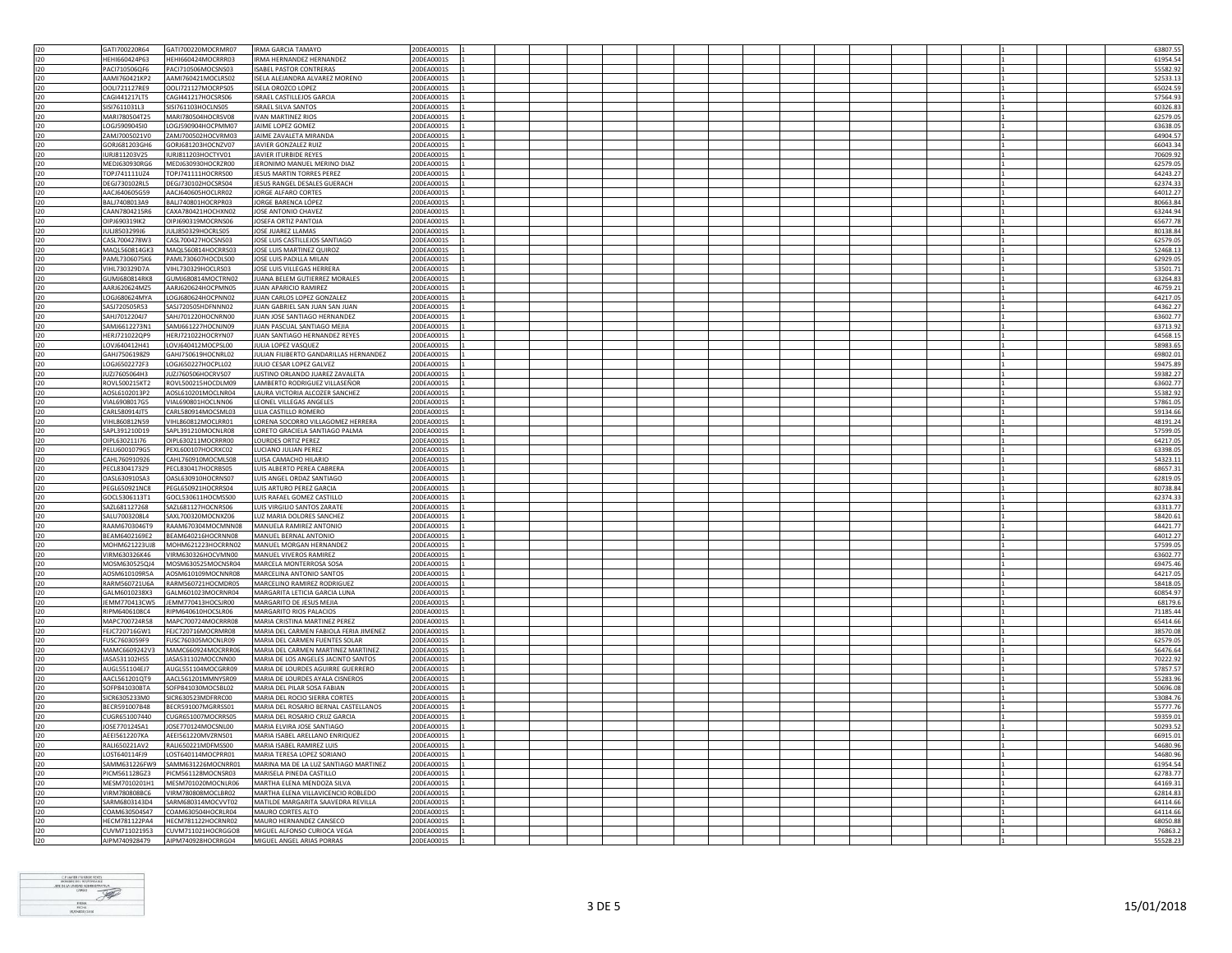| | | | | | | | | | | | | | | | | | | | |
|---|---|---|---|---|---|---|---|---|---|---|---|---|---|---|---|---|---|---|---|
| I20 | GATI700220R64 | GATI700220MOCRMR07 | IRMA GARCIA TAMAYO | 20DEA0001S | 1 | | | | | | | | | | | | 1 | | 63807.55 |
| I20 | HEHI660424P63 | HEHI660424MOCRRR03 | IRMA HERNANDEZ HERNANDEZ | 20DEA0001S | 1 | | | | | | | | | | | | 1 | | 61954.54 |
| I20 | PACI710506QF6 | PACI710506MOCSNS03 | ISABEL PASTOR CONTRERAS | 20DEA0001S | 1 | | | | | | | | | | | | 1 | | 55582.92 |
| I20 | AAMI760421KP2 | AAMI760421MOCLRS02 | ISELA ALEJANDRA ALVAREZ MORENO | 20DEA0001S | 1 | | | | | | | | | | | | 1 | | 52533.13 |
| I20 | OOLI721127RE9 | OOLI721127MOCRPS05 | ISELA OROZCO LOPEZ | 20DEA0001S | 1 | | | | | | | | | | | | 1 | | 65024.59 |
| I20 | CAGI441217LT5 | CAGI441217HOCSRS06 | ISRAEL CASTILLEJOS GARCIA | 20DEA0001S | 1 | | | | | | | | | | | | 1 | | 57564.93 |
| I20 | SISI7611031L3 | SISI761103HOCLNS05 | ISRAEL SILVA SANTOS | 20DEA0001S | 1 | | | | | | | | | | | | 1 | | 60326.83 |
| I20 | MARI780504T25 | MARI780504HOCRSV08 | IVAN MARTINEZ RIOS | 20DEA0001S | 1 | | | | | | | | | | | | 1 | | 62579.05 |
| I20 | LOGJ5909045I0 | LOGJ590904HOCPMM07 | JAIME LOPEZ GOMEZ | 20DEA0001S | 1 | | | | | | | | | | | | 1 | | 63638.05 |
| I20 | ZAMJ7005021V0 | ZAMJ700502HOCVRM03 | JAIME ZAVALETA MIRANDA | 20DEA0001S | 1 | | | | | | | | | | | | 1 | | 64904.57 |
| I20 | GORJ681203GH6 | GORJ681203HOCNZV07 | JAVIER GONZALEZ RUIZ | 20DEA0001S | 1 | | | | | | | | | | | | 1 | | 66043.34 |
| I20 | IURJ811203V25 | IURJ811203HOCTYV01 | JAVIER ITURBIDE REYES | 20DEA0001S | 1 | | | | | | | | | | | | 1 | | 70609.92 |
| I20 | MEDJ630930RG6 | MEDJ630930HOCRZR00 | JERONIMO MANUEL MERINO DIAZ | 20DEA0001S | 1 | | | | | | | | | | | | 1 | | 62579.05 |
| I20 | TOPJ741111UZ4 | TOPJ741111HOCRRS00 | JESUS MARTIN TORRES PEREZ | 20DEA0001S | 1 | | | | | | | | | | | | 1 | | 64243.27 |
| I20 | DEGJ730102RL5 | DEGJ730102HOCSRS04 | JESUS RANGEL DESALES GUERACH | 20DEA0001S | 1 | | | | | | | | | | | | 1 | | 62374.33 |
| I20 | AACJ640605G59 | AACJ640605HOCLRR02 | JORGE ALFARO CORTES | 20DEA0001S | 1 | | | | | | | | | | | | 1 | | 64012.27 |
| I20 | BALJ7408013A9 | BALJ740801HOCRPR03 | JORGE BARENCA LÓPEZ | 20DEA0001S | 1 | | | | | | | | | | | | 1 | | 80663.84 |
| I20 | CAAN7804215R6 | CAXA780421HOCHXN02 | JOSE ANTONIO CHAVEZ | 20DEA0001S | 1 | | | | | | | | | | | | 1 | | 63244.94 |
| I20 | OIPJ690319IK2 | OIPJ690319MOCRNS06 | JOSEFA ORTIZ PANTOJA | 20DEA0001S | 1 | | | | | | | | | | | | 1 | | 65677.78 |
| I20 | JULJ850329IJ6 | JULJ850329HOCRLS05 | JOSE JUAREZ LLAMAS | 20DEA0001S | 1 | | | | | | | | | | | | 1 | | 80138.84 |
| I20 | CASL7004278W3 | CASL700427HOCSNS03 | JOSE LUIS CASTILLEJOS SANTIAGO | 20DEA0001S | 1 | | | | | | | | | | | | 1 | | 62579.05 |
| I20 | MAQL560814GK3 | MAQL560814HOCRRS03 | JOSE LUIS MARTINEZ QUIROZ | 20DEA0001S | 1 | | | | | | | | | | | | 1 | | 52468.13 |
| I20 | PAML7306075K6 | PAML730607HOCDLS00 | JOSE LUIS PADILLA MILAN | 20DEA0001S | 1 | | | | | | | | | | | | 1 | | 62929.05 |
| I20 | VIHL730329D7A | VIHL730329HOCLRS03 | JOSE LUIS VILLEGAS HERRERA | 20DEA0001S | 1 | | | | | | | | | | | | 1 | | 53501.71 |
| I20 | GUMJ680814RK8 | GUMJ680814MOCTRN02 | JUANA BELEM GUTIERREZ MORALES | 20DEA0001S | 1 | | | | | | | | | | | | 1 | | 63264.83 |
| I20 | AARJ620624MZ5 | AARJ620624HOCPMN05 | JUAN APARICIO RAMIREZ | 20DEA0001S | 1 | | | | | | | | | | | | 1 | | 46759.21 |
| I20 | LOGJ680624MYA | LOGJ680624HOCPNN02 | JUAN CARLOS LOPEZ GONZALEZ | 20DEA0001S | 1 | | | | | | | | | | | | 1 | | 64217.05 |
| I20 | SASJ720505R53 | SASJ720505HDFNNN02 | JUAN GABRIEL SAN JUAN SAN JUAN | 20DEA0001S | 1 | | | | | | | | | | | | 1 | | 64362.27 |
| I20 | SAHJ7012204J7 | SAHJ701220HOCNRN00 | JUAN JOSE SANTIAGO HERNANDEZ | 20DEA0001S | 1 | | | | | | | | | | | | 1 | | 63602.77 |
| I20 | SAMJ6612273N1 | SAMJ661227HOCNJN09 | JUAN PASCUAL SANTIAGO MEJIA | 20DEA0001S | 1 | | | | | | | | | | | | 1 | | 63713.92 |
| I20 | HERJ721022QP9 | HERJ721022HOCRYN07 | JUAN SANTIAGO HERNANDEZ REYES | 20DEA0001S | 1 | | | | | | | | | | | | 1 | | 64568.15 |
| I20 | LOVJ640412H41 | LOVJ640412MOCPSL00 | JULIA LOPEZ VASQUEZ | 20DEA0001S | 1 | | | | | | | | | | | | 1 | | 58983.65 |
| I20 | GAHJ750619829 | GAHJ750619HOCNRL02 | JULIAN FILIBERTO GANDARILLAS HERNANDEZ | 20DEA0001S | 1 | | | | | | | | | | | | 1 | | 69802.01 |
| I20 | LOGJ6502272F3 | LOGJ650227HOCPLL02 | JULIO CESAR LOPEZ GALVEZ | 20DEA0001S | 1 | | | | | | | | | | | | 1 | | 59475.89 |
| I20 | JUZJ7605064H3 | JUZJ760506HOCRVS07 | JUSTINO ORLANDO JUAREZ ZAVALETA | 20DEA0001S | 1 | | | | | | | | | | | | 1 | | 59382.27 |
| I20 | ROVL500215KT2 | ROVL500215HOCDLM09 | LAMBERTO RODRIGUEZ VILLASEÑOR | 20DEA0001S | 1 | | | | | | | | | | | | 1 | | 63602.77 |
| I20 | AOSL6102013P2 | AOSL610201MOCLNR04 | LAURA VICTORIA ALCOZER SANCHEZ | 20DEA0001S | 1 | | | | | | | | | | | | 1 | | 55382.92 |
| I20 | VIAL6908017G5 | VIAL690801HOCLNN06 | LEONEL VILLEGAS ANGELES | 20DEA0001S | 1 | | | | | | | | | | | | 1 | | 57861.05 |
| I20 | CARL580914IT5 | CARL580914MOCSML03 | LILIA CASTILLO ROMERO | 20DEA0001S | 1 | | | | | | | | | | | | 1 | | 59134.66 |
| I20 | VIHL860812N59 | VIHL860812MOCLRR01 | LORENA SOCORRO VILLAGOMEZ HERRERA | 20DEA0001S | 1 | | | | | | | | | | | | 1 | | 48191.24 |
| I20 | SAPL391210D19 | SAPL391210MOCNLR08 | LORETO GRACIELA SANTIAGO PALMA | 20DEA0001S | 1 | | | | | | | | | | | | 1 | | 57599.05 |
| I20 | OIPL630211I76 | OIPL630211MOCRRR00 | LOURDES ORTIZ PEREZ | 20DEA0001S | 1 | | | | | | | | | | | | 1 | | 64217.05 |
| I20 | PELU6001079G5 | PEXL600107HOCRXC02 | LUCIANO JULIAN PEREZ | 20DEA0001S | 1 | | | | | | | | | | | | 1 | | 63398.05 |
| I20 | CAHL760910926 | CAHL760910MOCMLS08 | LUISA CAMACHO HILARIO | 20DEA0001S | 1 | | | | | | | | | | | | 1 | | 54323.11 |
| I20 | PECL830417329 | PECL830417HOCRBS05 | LUIS ALBERTO PEREA CABRERA | 20DEA0001S | 1 | | | | | | | | | | | | 1 | | 68657.31 |
| I20 | OASL630910SA3 | OASL630910HOCRNS07 | LUIS ANGEL ORDAZ SANTIAGO | 20DEA0001S | 1 | | | | | | | | | | | | 1 | | 62819.05 |
| I20 | PEGL650921NC8 | PEGL650921HOCRRS04 | LUIS ARTURO PEREZ GARCIA | 20DEA0001S | 1 | | | | | | | | | | | | 1 | | 80738.84 |
| I20 | GOCL5306113T1 | GOCL530611HOCMSS00 | LUIS RAFAEL GOMEZ CASTILLO | 20DEA0001S | 1 | | | | | | | | | | | | 1 | | 62374.33 |
| I20 | SAZL681127268 | SAZL681127HOCNRS06 | LUIS VIRGILIO SANTOS ZARATE | 20DEA0001S | 1 | | | | | | | | | | | | 1 | | 63313.77 |
| I20 | SALU7003208L4 | SAXL700320MOCNXZ06 | LUZ MARIA DOLORES SANCHEZ | 20DEA0001S | 1 | | | | | | | | | | | | 1 | | 58420.61 |
| I20 | RAAM6703046T9 | RAAM670304MOCMNN08 | MANUELA RAMIREZ ANTONIO | 20DEA0001S | 1 | | | | | | | | | | | | 1 | | 64421.77 |
| I20 | BEAM6402169E2 | BEAM640216HOCRNN08 | MANUEL BERNAL ANTONIO | 20DEA0001S | 1 | | | | | | | | | | | | 1 | | 64012.27 |
| I20 | MOHM621223UJ8 | MOHM621223HOCRRN02 | MANUEL MORGAN HERNANDEZ | 20DEA0001S | 1 | | | | | | | | | | | | 1 | | 57599.05 |
| I20 | VIRM630326K46 | VIRM630326HOCVMN00 | MANUEL VIVEROS RAMIREZ | 20DEA0001S | 1 | | | | | | | | | | | | 1 | | 63602.77 |
| I20 | MOSM630525QJ4 | MOSM630525MOCNSR04 | MARCELA MONTERROSA SOSA | 20DEA0001S | 1 | | | | | | | | | | | | 1 | | 69475.46 |
| I20 | AOSM610109R5A | AOSM610109MOCNNR08 | MARCELINA ANTONIO SANTOS | 20DEA0001S | 1 | | | | | | | | | | | | 1 | | 64217.05 |
| I20 | RARM560721U6A | RARM560721HOCMDR05 | MARCELINO RAMIREZ RODRIGUEZ | 20DEA0001S | 1 | | | | | | | | | | | | 1 | | 58418.05 |
| I20 | GALM6010238X3 | GALM601023MOCRNR04 | MARGARITA LETICIA GARCIA LUNA | 20DEA0001S | 1 | | | | | | | | | | | | 1 | | 60854.97 |
| I20 | JEMM770413CW5 | JEMM770413HOCSJR00 | MARGARITO DE JESUS MEJIA | 20DEA0001S | 1 | | | | | | | | | | | | 1 | | 68179.6 |
| I20 | RIPM6406108C4 | RIPM640610HOCSLR06 | MARGARITO RIOS PALACIOS | 20DEA0001S | 1 | | | | | | | | | | | | 1 | | 71185.44 |
| I20 | MAPC700724R58 | MAPC700724MOCRRR08 | MARIA CRISTINA MARTINEZ PEREZ | 20DEA0001S | 1 | | | | | | | | | | | | 1 | | 65414.66 |
| I20 | FEJC720716GW1 | FEJC720716MOCRMR08 | MARIA DEL CARMEN FABIOLA FERIA JIMENEZ | 20DEA0001S | 1 | | | | | | | | | | | | 1 | | 38570.08 |
| I20 | FUSC7603059F9 | FUSC760305MOCNLR09 | MARIA DEL CARMEN FUENTES SOLAR | 20DEA0001S | 1 | | | | | | | | | | | | 1 | | 62579.05 |
| I20 | MAMC6609242V3 | MAMC660924MOCRRR06 | MARIA DEL CARMEN MARTINEZ MARTINEZ | 20DEA0001S | 1 | | | | | | | | | | | | 1 | | 56476.64 |
| I20 | JASA531102HS5 | JASA531102MOCCNN00 | MARIA DE LOS ANGELES JACINTO SANTOS | 20DEA0001S | 1 | | | | | | | | | | | | 1 | | 70222.92 |
| I20 | AUGL551104EJ7 | AUGL551104MOCGRR09 | MARIA DE LOURDES AGUIRRE GUERRERO | 20DEA0001S | 1 | | | | | | | | | | | | 1 | | 57857.57 |
| I20 | AACL561201QT9 | AACL561201MMNYSR09 | MARIA DE LOURDES AYALA CISNEROS | 20DEA0001S | 1 | | | | | | | | | | | | 1 | | 55283.96 |
| I20 | SOFP841030BTA | SOFP841030MOCSBL02 | MARIA DEL PILAR SOSA FABIAN | 20DEA0001S | 1 | | | | | | | | | | | | 1 | | 50696.08 |
| I20 | SICR6305233M0 | SICR630523MDFRRC00 | MARIA DEL ROCIO SIERRA CORTES | 20DEA0001S | 1 | | | | | | | | | | | | 1 | | 53084.76 |
| I20 | BECR591007B48 | BECR591007MGRRSS01 | MARIA DEL ROSARIO BERNAL CASTELLANOS | 20DEA0001S | 1 | | | | | | | | | | | | 1 | | 55777.76 |
| I20 | CUGR651007440 | CUGR651007MOCRRS05 | MARIA DEL ROSARIO CRUZ GARCIA | 20DEA0001S | 1 | | | | | | | | | | | | 1 | | 59359.01 |
| I20 | JOSE770124SA1 | JOSE770124MOCSNL00 | MARIA ELVIRA JOSE SANTIAGO | 20DEA0001S | 1 | | | | | | | | | | | | 1 | | 50293.52 |
| I20 | AEEI5612207KA | AEEI561220MVZRNS01 | MARIA ISABEL ARELLANO ENRIQUEZ | 20DEA0001S | 1 | | | | | | | | | | | | 1 | | 66915.01 |
| I20 | RALI650221AV2 | RALI650221MDFMSS00 | MARIA ISABEL RAMIREZ LUIS | 20DEA0001S | 1 | | | | | | | | | | | | 1 | | 54680.96 |
| I20 | LOST640114FJ9 | LOST640114MOCPRR01 | MARIA TERESA LOPEZ SORIANO | 20DEA0001S | 1 | | | | | | | | | | | | 1 | | 54680.96 |
| I20 | SAMM631226FW9 | SAMM631226MOCNRR01 | MARINA MA DE LA LUZ SANTIAGO MARTINEZ | 20DEA0001S | 1 | | | | | | | | | | | | 1 | | 61954.54 |
| I20 | PICM561128GZ3 | PICM561128MOCNSR03 | MARISELA PINEDA CASTILLO | 20DEA0001S | 1 | | | | | | | | | | | | 1 | | 62783.77 |
| I20 | MESM7010201H1 | MESM701020MOCNLR06 | MARTHA ELENA MENDOZA SILVA | 20DEA0001S | 1 | | | | | | | | | | | | 1 | | 64169.31 |
| I20 | VIRM780808BC6 | VIRM780808MOCLBR02 | MARTHA ELENA VILLAVICENCIO ROBLEDO | 20DEA0001S | 1 | | | | | | | | | | | | 1 | | 62814.83 |
| I20 | SARM6803143D4 | SARM680314MOCVVT02 | MATILDE MARGARITA SAAVEDRA REVILLA | 20DEA0001S | 1 | | | | | | | | | | | | 1 | | 64114.66 |
| I20 | COAM630504S47 | COAM630504HOCRLR04 | MAURO CORTES ALTO | 20DEA0001S | 1 | | | | | | | | | | | | 1 | | 64114.66 |
| I20 | HECM781122PA4 | HECM781122HOCRNR02 | MAURO HERNANDEZ CANSECO | 20DEA0001S | 1 | | | | | | | | | | | | 1 | | 68050.88 |
| I20 | CUVM711021953 | CUVM711021HOCRGG08 | MIGUEL ALFONSO CURIOCA VEGA | 20DEA0001S | 1 | | | | | | | | | | | | 1 | | 76863.2 |
| I20 | AIPM740928479 | AIPM740928HOCRRG04 | MIGUEL ANGEL ARIAS PORRAS | 20DEA0001S | 1 | | | | | | | | | | | | 1 | | 55528.23 |

15/01/2018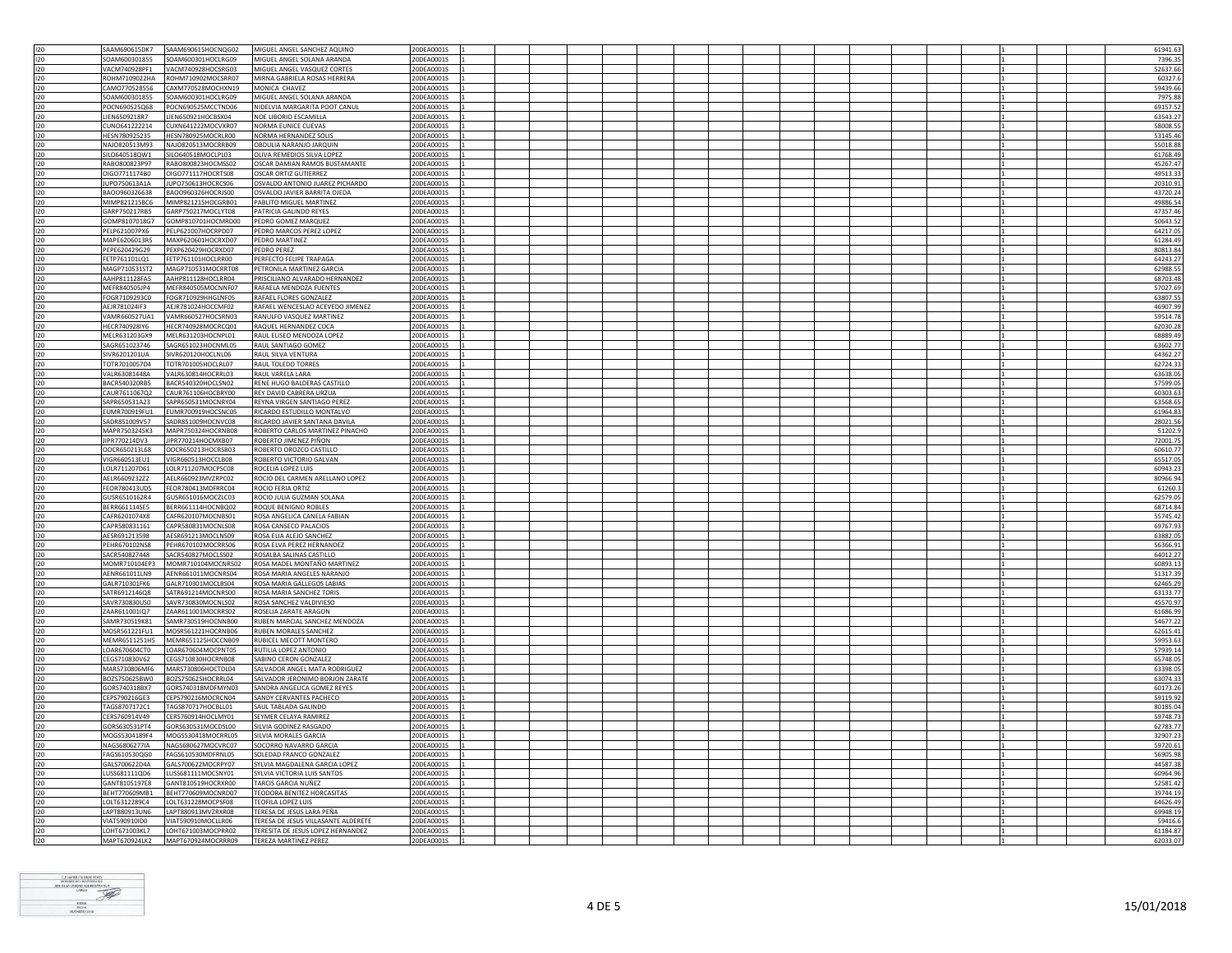| | | | | | | | | | | | | | | | | | | | | | | | | | |
|---|---|---|---|---|---|---|---|---|---|---|---|---|---|---|---|---|---|---|---|---|---|---|---|---|---|
| I20 | SAAM690615DK7 | SAAM690615HOCNQG02 | MIGUEL ANGEL SANCHEZ AQUINO | 20DEA0001S | 1 | | | | | | | | | | | | | | | | | 1 | | | 61941.63 |
| I20 | SOAM600301855 | SOAM600301HOCLRG09 | MIGUEL ANGEL SOLANA ARANDA | 20DEA0001S | 1 | | | | | | | | | | | | | | | | | 1 | | | 7396.35 |
| I20 | VACM740928PF1 | VACM740928HOCSRG03 | MIGUEL ANGEL VASQUEZ CORTES | 20DEA0001S | 1 | | | | | | | | | | | | | | | | | 1 | | | 52637.66 |
| I20 | ROHM710902 2HA | ROHM710902MOCSRR07 | MIRNA GABRIELA ROSAS HERRERA | 20DEA0001S | 1 | | | | | | | | | | | | | | | | | 1 | | | 60327.6 |
| I20 | CAMO770528556 | CAXM770528MOCHXN19 | MONICA CHAVEZ | 20DEA0001S | 1 | | | | | | | | | | | | | | | | | 1 | | | 59439.66 |
| I20 | SOAM600301855 | SOAM600301HOCLRG09 | MIGUEL ANGEL SOLANA ARANDA | 20DEA0001S | 1 | | | | | | | | | | | | | | | | | 1 | | | 7975.88 |
| I20 | POCN690525Q68 | POCN690525MCCTND06 | NIDELVIA MARGARITA POOT CANUL | 20DEA0001S | 1 | | | | | | | | | | | | | | | | | 1 | | | 69157.52 |
| I20 | LIEN6509218R7 | LIEN650921HOCBSX04 | NOE LIBORIO ESCAMILLA | 20DEA0001S | 1 | | | | | | | | | | | | | | | | | 1 | | | 63543.27 |
| I20 | CUNO641222214 | CUXN641222MOCVXR07 | NORMA EUNICE CUEVAS | 20DEA0001S | 1 | | | | | | | | | | | | | | | | | 1 | | | 58008.55 |
| I20 | HESN780925235 | HESN780925MOCRLR00 | NORMA HERNANDEZ SOLIS | 20DEA0001S | 1 | | | | | | | | | | | | | | | | | 1 | | | 53145.46 |
| I20 | NAJO820513M93 | NAJO820513MOCRRB09 | OBDULIA NARANJO JARQUIN | 20DEA0001S | 1 | | | | | | | | | | | | | | | | | 1 | | | 55018.88 |
| I20 | SILO640518QW1 | SILO640518MOCLPL03 | OLIVA REMEDIOS SILVA LOPEZ | 20DEA0001S | 1 | | | | | | | | | | | | | | | | | 1 | | | 61768.49 |
| I20 | RABO800823P97 | RABO800823HOCMSS02 | OSCAR DAMIAN RAMOS BUSTAMANTE | 20DEA0001S | 1 | | | | | | | | | | | | | | | | | 1 | | | 45267.47 |
| I20 | OIGO771117480 | OIGO771117HOCRTS08 | OSCAR ORTIZ GUTIERREZ | 20DEA0001S | 1 | | | | | | | | | | | | | | | | | 1 | | | 49513.33 |
| I20 | JUPO750613A1A | JUPO750613HOCRCS06 | OSVALDO ANTONIO JUAREZ PICHARDO | 20DEA0001S | 1 | | | | | | | | | | | | | | | | | 1 | | | 20310.91 |
| I20 | BAOO960326638 | BAOO960326HOCRJS00 | OSVALDO JAVIER BARRITA OJEDA | 20DEA0001S | 1 | | | | | | | | | | | | | | | | | 1 | | | 43720.24 |
| I20 | MIMP821215BC6 | MIMP821215HOCGRB01 | PABLITO MIGUEL MARTINEZ | 20DEA0001S | 1 | | | | | | | | | | | | | | | | | 1 | | | 49886.54 |
| I20 | GARP750217RB5 | GARP750217MOCLYT08 | PATRICIA GALINDO REYES | 20DEA0001S | 1 | | | | | | | | | | | | | | | | | 1 | | | 47357.46 |
| I20 | GOMP8107018G7 | GOMP810701HOCMRD00 | PEDRO GOMEZ MARQUEZ | 20DEA0001S | 1 | | | | | | | | | | | | | | | | | 1 | | | 50643.52 |
| I20 | PELP621007PX6 | PELP621007HOCRPD07 | PEDRO MARCOS PEREZ LOPEZ | 20DEA0001S | 1 | | | | | | | | | | | | | | | | | 1 | | | 64217.05 |
| I20 | MAPE6206013R5 | MAXP620601HOCRXD07 | PEDRO MARTINEZ | 20DEA0001S | 1 | | | | | | | | | | | | | | | | | 1 | | | 61284.49 |
| I20 | PEPE620429G29 | PEXP620429HOCRXD07 | PEDRO PEREZ | 20DEA0001S | 1 | | | | | | | | | | | | | | | | | 1 | | | 80813.84 |
| I20 | FETP761101LQ1 | FETP761101HOCLRR00 | PERFECTO FELIPE TRAPAGA | 20DEA0001S | 1 | | | | | | | | | | | | | | | | | 1 | | | 64243.27 |
| I20 | MAGP710531ST2 | MAGP710531MOCRRT08 | PETRONILA MARTINEZ GARCIA | 20DEA0001S | 1 | | | | | | | | | | | | | | | | | 1 | | | 62988.55 |
| I20 | AAHP811128FA5 | AAHP811128HOCLRR04 | PRISCILIANO ALVARADO HERNANDEZ | 20DEA0001S | 1 | | | | | | | | | | | | | | | | | 1 | | | 68703.48 |
| I20 | MEFR840505JP4 | MEFR840505MOCNNF07 | RAFAELA MENDOZA FUENTES | 20DEA0001S | 1 | | | | | | | | | | | | | | | | | 1 | | | 57027.69 |
| I20 | FOGR710929 3C0 | FOGR710929HHGLNF05 | RAFAEL FLORES GONZALEZ | 20DEA0001S | 1 | | | | | | | | | | | | | | | | | 1 | | | 63807.55 |
| I20 | AEJR781024IF3 | AEJR781024HOCCMF02 | RAFAEL WENCESLAO ACEVEDO JIMENEZ | 20DEA0001S | 1 | | | | | | | | | | | | | | | | | 1 | | | 46907.99 |
| I20 | VAMR660527UA1 | VAMR660527HOCSRN03 | RANULFO VASQUEZ MARTINEZ | 20DEA0001S | 1 | | | | | | | | | | | | | | | | | 1 | | | 59514.78 |
| I20 | HECR740928IY6 | HECR740928MOCRCQ01 | RAQUEL HERNANDEZ COCA | 20DEA0001S | 1 | | | | | | | | | | | | | | | | | 1 | | | 62030.28 |
| I20 | MELR631203GX9 | MELR631203HOCNPL01 | RAUL ELISEO MENDOZA LOPEZ | 20DEA0001S | 1 | | | | | | | | | | | | | | | | | 1 | | | 68889.49 |
| I20 | SAGR651023746 | SAGR651023HOCNML05 | RAUL SANTIAGO GOMEZ | 20DEA0001S | 1 | | | | | | | | | | | | | | | | | 1 | | | 63602.77 |
| I20 | SIVR6201201UA | SIVR620120HOCLNL06 | RAUL SILVA VENTURA | 20DEA0001S | 1 | | | | | | | | | | | | | | | | | 1 | | | 64362.27 |
| I20 | TOTR7010057D4 | TOTR701005HOCLRL07 | RAUL TOLEDO TORRES | 20DEA0001S | 1 | | | | | | | | | | | | | | | | | 1 | | | 62724.33 |
| I20 | VALR63081448A | VALR630814HOCRRL03 | RAUL VARELA LARA | 20DEA0001S | 1 | | | | | | | | | | | | | | | | | 1 | | | 63638.05 |
| I20 | BACR540320RB5 | BACR540320HOCLSN02 | RENE HUGO BALDERAS CASTILLO | 20DEA0001S | 1 | | | | | | | | | | | | | | | | | 1 | | | 57599.05 |
| I20 | CAUR7611067Q2 | CAUR761106HOCBRY00 | REY DAVID CABRERA URZUA | 20DEA0001S | 1 | | | | | | | | | | | | | | | | | 1 | | | 60303.63 |
| I20 | SAPR650531A23 | SAPR650531MOCNRY04 | REYNA VIRGEN SANTIAGO PEREZ | 20DEA0001S | 1 | | | | | | | | | | | | | | | | | 1 | | | 63568.65 |
| I20 | EUMR700919FU1 | EUMR700919HOCSNC05 | RICARDO ESTUDILLO MONTALVO | 20DEA0001S | 1 | | | | | | | | | | | | | | | | | 1 | | | 61964.83 |
| I20 | SADR851009V57 | SADR851009HOCNVC08 | RICARDO JAVIER SANTANA DAVILA | 20DEA0001S | 1 | | | | | | | | | | | | | | | | | 1 | | | 28021.56 |
| I20 | MAPR7503245K3 | MAPR750324HOCRNB08 | ROBERTO CARLOS MARTINEZ PINACHO | 20DEA0001S | 1 | | | | | | | | | | | | | | | | | 1 | | | 51202.9 |
| I20 | JIPR770214DV3 | JIPR770214HOCMXB07 | ROBERTO JIMENEZ PIÑON | 20DEA0001S | 1 | | | | | | | | | | | | | | | | | 1 | | | 72001.75 |
| I20 | OOCR650213L68 | OOCR650213HOCRSB03 | ROBERTO OROZCO CASTILLO | 20DEA0001S | 1 | | | | | | | | | | | | | | | | | 1 | | | 60610.77 |
| I20 | VIGR660513EU1 | VIGR660513HOCCLB08 | ROBERTO VICTORIO GALVAN | 20DEA0001S | 1 | | | | | | | | | | | | | | | | | 1 | | | 65517.05 |
| I20 | LOLR711207D61 | LOLR711207MOCPSC08 | ROCELIA LOPEZ LUIS | 20DEA0001S | 1 | | | | | | | | | | | | | | | | | 1 | | | 60943.23 |
| I20 | AELR6609232Z2 | AELR660923MVZRPC02 | ROCIO DEL CARMEN ARELLANO LOPEZ | 20DEA0001S | 1 | | | | | | | | | | | | | | | | | 1 | | | 80966.94 |
| I20 | FEOR780413UD5 | FEOR780413MDFRRC04 | ROCIO FERIA ORTIZ | 20DEA0001S | 1 | | | | | | | | | | | | | | | | | 1 | | | 61260.3 |
| I20 | GUSR6510162R4 | GUSR651016MOCZLC03 | ROCIO JULIA GUZMAN SOLANA | 20DEA0001S | 1 | | | | | | | | | | | | | | | | | 1 | | | 62579.05 |
| I20 | BERR661114SE5 | BERR661114HOCNBQ02 | ROQUE BENIGNO ROBLES | 20DEA0001S | 1 | | | | | | | | | | | | | | | | | 1 | | | 68714.84 |
| I20 | CAFR6201074X8 | CAFR620107MOCNBS01 | ROSA ANGELICA CANELA FABIAN | 20DEA0001S | 1 | | | | | | | | | | | | | | | | | 1 | | | 55745.42 |
| I20 | CAPR580831161 | CAPR580831MOCNLS08 | ROSA CANSECO PALACIOS | 20DEA0001S | 1 | | | | | | | | | | | | | | | | | 1 | | | 69767.93 |
| I20 | AESR691213598 | AESR691213MOCLNS09 | ROSA ELIA ALEJO SANCHEZ | 20DEA0001S | 1 | | | | | | | | | | | | | | | | | 1 | | | 63882.05 |
| I20 | PEHR670102NS8 | PEHR670102MOCRRS06 | ROSA ELVA PEREZ HERNANDEZ | 20DEA0001S | 1 | | | | | | | | | | | | | | | | | 1 | | | 56366.91 |
| I20 | SACR540827448 | SACR540827MOCLSS02 | ROSALBA SALINAS CASTILLO | 20DEA0001S | 1 | | | | | | | | | | | | | | | | | 1 | | | 64012.27 |
| I20 | MOMR710104EP3 | MOMR710104MOCNRS02 | ROSA MADEL MONTAÑO MARTINEZ | 20DEA0001S | 1 | | | | | | | | | | | | | | | | | 1 | | | 60893.13 |
| I20 | AENR661011LN9 | AENR661011MOCNRS04 | ROSA MARIA ANGELES NARANJO | 20DEA0001S | 1 | | | | | | | | | | | | | | | | | 1 | | | 51317.39 |
| I20 | GALR710301FK6 | GALR710301MOCLBS04 | ROSA MARIA GALLEGOS LABIAS | 20DEA0001S | 1 | | | | | | | | | | | | | | | | | 1 | | | 62465.29 |
| I20 | SATR6912146Q8 | SATR691214MOCNRS00 | ROSA MARIA SANCHEZ TORIS | 20DEA0001S | 1 | | | | | | | | | | | | | | | | | 1 | | | 63133.77 |
| I20 | SAVR730830US0 | SAVR730830MOCNLS02 | ROSA SANCHEZ VALDIVIESO | 20DEA0001S | 1 | | | | | | | | | | | | | | | | | 1 | | | 45570.97 |
| I20 | ZAAR611001IQ7 | ZAAR611001MOCRRS02 | ROSELIA ZARATE ARAGON | 20DEA0001S | 1 | | | | | | | | | | | | | | | | | 1 | | | 61686.99 |
| I20 | SAMR730519K81 | SAMR730519HOCNNB00 | RUBEN MARCIAL SANCHEZ MENDOZA | 20DEA0001S | 1 | | | | | | | | | | | | | | | | | 1 | | | 54677.22 |
| I20 | MOSR561221FU1 | MOSR561221HOCRNB06 | RUBEN MORALES SANCHEZ | 20DEA0001S | 1 | | | | | | | | | | | | | | | | | 1 | | | 62615.41 |
| I20 | MEMR6511251H5 | MEMR651125HOCCNB09 | RUBICEL MECOTT MONTERO | 20DEA0001S | 1 | | | | | | | | | | | | | | | | | 1 | | | 59953.63 |
| I20 | LOAR670604CT0 | LOAR670604MOCPNT05 | RUTILIA LOPEZ ANTONIO | 20DEA0001S | 1 | | | | | | | | | | | | | | | | | 1 | | | 57939.14 |
| I20 | CEGS710830V62 | CEGS710830HOCRNB08 | SABINO CERON GONZALEZ | 20DEA0001S | 1 | | | | | | | | | | | | | | | | | 1 | | | 65748.05 |
| I20 | MARS730806MF6 | MARS730806HOCTDL04 | SALVADOR ANGEL MATA RODRIGUEZ | 20DEA0001S | 1 | | | | | | | | | | | | | | | | | 1 | | | 63398.05 |
| I20 | BOZS750625BW0 | BOZS750625HOCRRL04 | SALVADOR JERONIMO BORJON ZARATE | 20DEA0001S | 1 | | | | | | | | | | | | | | | | | 1 | | | 63074.33 |
| I20 | GORS740318BX7 | GORS740318MDFMYN03 | SANDRA ANGELICA GOMEZ REYES | 20DEA0001S | 1 | | | | | | | | | | | | | | | | | 1 | | | 60173.26 |
| I20 | CEPS790216GE3 | CEPS790216MOCRCN04 | SANDY CERVANTES PACHECO | 20DEA0001S | 1 | | | | | | | | | | | | | | | | | 1 | | | 59119.92 |
| I20 | TAGS8707172C1 | TAGS870717HOCBLL01 | SAUL TABLADA GALINDO | 20DEA0001S | 1 | | | | | | | | | | | | | | | | | 1 | | | 80185.04 |
| I20 | CERS760914V49 | CERS760914HOCLMY01 | SEYMER CELAYA RAMIREZ | 20DEA0001S | 1 | | | | | | | | | | | | | | | | | 1 | | | 59748.73 |
| I20 | GORS630531PT4 | GORS630531MOCDSL00 | SILVIA GODINEZ RASGADO | 20DEA0001S | 1 | | | | | | | | | | | | | | | | | 1 | | | 62783.77 |
| I20 | MOGS530418 9F4 | MOGS530418MOCRRL05 | SILVIA MORALES GARCIA | 20DEA0001S | 1 | | | | | | | | | | | | | | | | | 1 | | | 32907.23 |
| I20 | NAGS680627 7IA | NAGS680627MOCVRC07 | SOCORRO NAVARRO GARCIA | 20DEA0001S | 1 | | | | | | | | | | | | | | | | | 1 | | | 59720.61 |
| I20 | FAGS610530QG0 | FAGS610530MDFRNL05 | SOLEDAD FRANCO GONZALEZ | 20DEA0001S | 1 | | | | | | | | | | | | | | | | | 1 | | | 56905.98 |
| I20 | GALS700622D4A | GALS700622MOCRPY07 | SYLVIA MAGDALENA GARCIA LOPEZ | 20DEA0001S | 1 | | | | | | | | | | | | | | | | | 1 | | | 44587.38 |
| I20 | LUSS681111QD6 | LUSS681111MOCSNY01 | SYLVIA VICTORIA LUIS SANTOS | 20DEA0001S | 1 | | | | | | | | | | | | | | | | | 1 | | | 60964.96 |
| I20 | GANT8105197E8 | GANT810519HOCRXR00 | TARCIS GARCIA NUÑEZ | 20DEA0001S | 1 | | | | | | | | | | | | | | | | | 1 | | | 52581.42 |
| I20 | BEHT770609MB1 | BEHT770609MOCNRD07 | TEODORA BENITEZ HORCASITAS | 20DEA0001S | 1 | | | | | | | | | | | | | | | | | 1 | | | 39744.19 |
| I20 | LOLT6312289C4 | LOLT631228MOCPSF08 | TEOFILA LOPEZ LUIS | 20DEA0001S | 1 | | | | | | | | | | | | | | | | | 1 | | | 64626.49 |
| I20 | LAPT880913UN6 | LAPT880913MVZRXR08 | TERESA DE JESUS LARA PEÑA | 20DEA0001S | 1 | | | | | | | | | | | | | | | | | 1 | | | 69948.19 |
| I20 | VIAT590910ID0 | VIAT590910MOCLLR06 | TERESA DE JESUS VILLASANTE ALDERETE | 20DEA0001S | 1 | | | | | | | | | | | | | | | | | 1 | | | 59416.6 |
| I20 | LOHT671003KL7 | LOHT671003MOCPRR02 | TERESITA DE JESUS LOPEZ HERNANDEZ | 20DEA0001S | 1 | | | | | | | | | | | | | | | | | 1 | | | 61184.87 |
| I20 | MAPT670924LK2 | MAPT670924MOCRRR09 | TEREZA MARTINEZ PEREZ | 20DEA0001S | 1 | | | | | | | | | | | | | | | | | 1 | | | 62033.07 |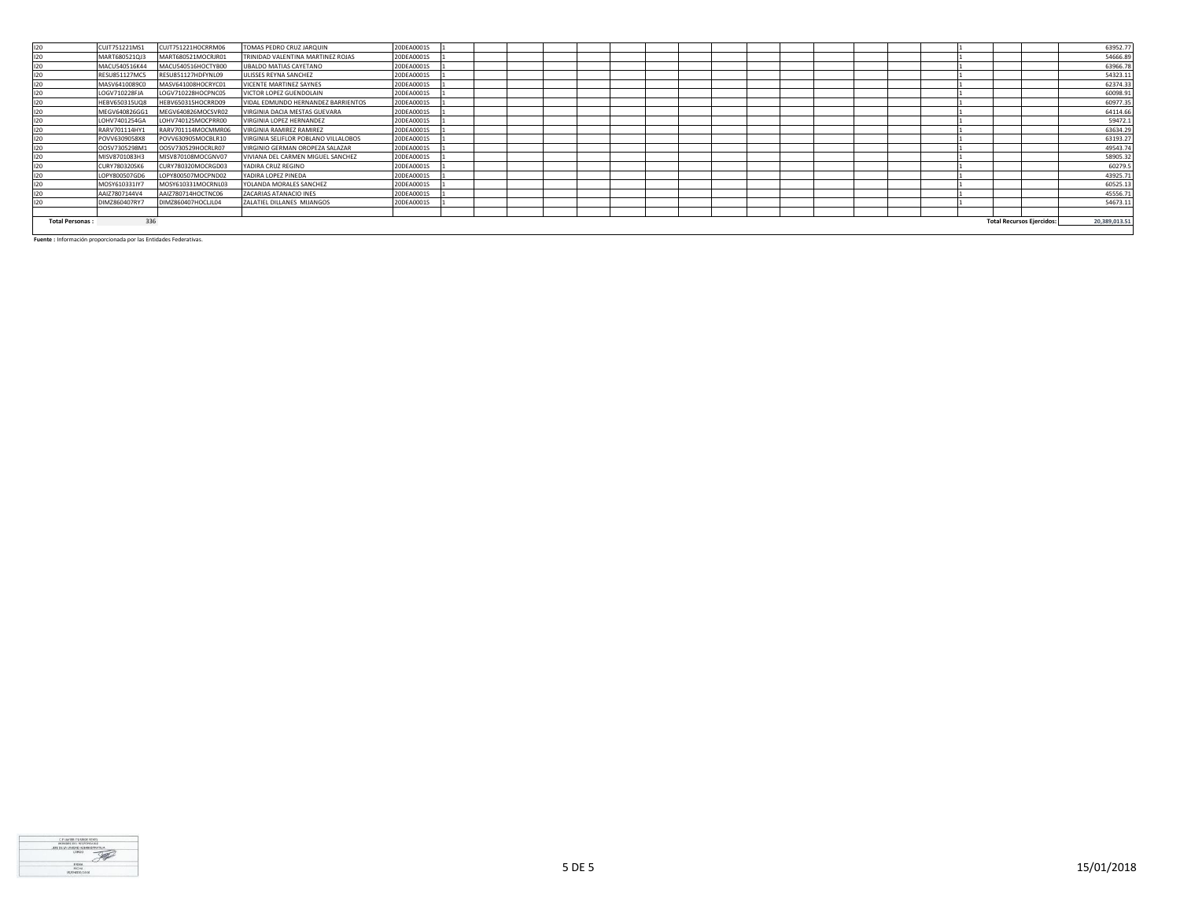| | | | | | | | | | | | | | | | | | | | | | | | |
|---|---|---|---|---|---|---|---|---|---|---|---|---|---|---|---|---|---|---|---|---|---|---|---|
| I20 | CUJT751221MS1 | CUJT751221HOCRRM06 | TOMAS PEDRO CRUZ JARQUIN | 20DEA0001S | 1 | | | | | | | | | | | | | | | 1 | | | 63952.77 |
| I20 | MART680521QJ3 | MART680521MOCRJR01 | TRINIDAD VALENTINA MARTINEZ ROJAS | 20DEA0001S | 1 | | | | | | | | | | | | | | | 1 | | | 54666.89 |
| I20 | MACU540516K44 | MACU540516HOCTYB00 | UBALDO MATIAS CAYETANO | 20DEA0001S | 1 | | | | | | | | | | | | | | | 1 | | | 63966.78 |
| I20 | RESU851127MC5 | RESU851127HDFYNL09 | ULISSES REYNA SANCHEZ | 20DEA0001S | 1 | | | | | | | | | | | | | | | 1 | | | 54323.11 |
| I20 | MASV6410089C0 | MASV641008HOCRYC01 | VICENTE MARTINEZ SAYNES | 20DEA0001S | 1 | | | | | | | | | | | | | | | 1 | | | 62374.33 |
| I20 | LOGV710228FJA | LOGV710228HOCPNC05 | VICTOR LOPEZ GUENDOLAIN | 20DEA0001S | 1 | | | | | | | | | | | | | | | 1 | | | 60098.91 |
| I20 | HEBV650315UQ8 | HEBV650315HOCRRD09 | VIDAL EDMUNDO HERNANDEZ BARRIENTOS | 20DEA0001S | 1 | | | | | | | | | | | | | | | 1 | | | 60977.35 |
| I20 | MEGV640826GG1 | MEGV640826MOCSVR02 | VIRGINIA DACIA MESTAS GUEVARA | 20DEA0001S | 1 | | | | | | | | | | | | | | | 1 | | | 64114.66 |
| I20 | LOHV7401254GA | LOHV740125MOCPRR00 | VIRGINIA LOPEZ HERNANDEZ | 20DEA0001S | 1 | | | | | | | | | | | | | | | 1 | | | 59472.1 |
| I20 | RARV701114HY1 | RARV701114MOCMMR06 | VIRGINIA RAMIREZ RAMIREZ | 20DEA0001S | 1 | | | | | | | | | | | | | | | 1 | | | 63634.29 |
| I20 | POVV6309058X8 | POVV630905MOCBLR10 | VIRGINIA SELIFLOR POBLANO VILLALOBOS | 20DEA0001S | 1 | | | | | | | | | | | | | | | 1 | | | 63193.27 |
| I20 | OOSV7305298M1 | OOSV730529HOCRLR07 | VIRGINIO GERMAN OROPEZA SALAZAR | 20DEA0001S | 1 | | | | | | | | | | | | | | | 1 | | | 49543.74 |
| I20 | MISV8701083H3 | MISV870108MOCGNV07 | VIVIANA DEL CARMEN MIGUEL SANCHEZ | 20DEA0001S | 1 | | | | | | | | | | | | | | | 1 | | | 58905.32 |
| I20 | CURY780320SK6 | CURY780320MOCRGD03 | YADIRA CRUZ REGINO | 20DEA0001S | 1 | | | | | | | | | | | | | | | 1 | | | 60279.5 |
| I20 | LOPY800507GD6 | LOPY800507MOCPND02 | YADIRA LOPEZ PINEDA | 20DEA0001S | 1 | | | | | | | | | | | | | | | 1 | | | 43925.71 |
| I20 | MOSY610331IY7 | MOSY610331MOCRNL03 | YOLANDA MORALES SANCHEZ | 20DEA0001S | 1 | | | | | | | | | | | | | | | 1 | | | 60525.13 |
| I20 | AAIZ7807144V4 | AAIZ780714HOCTNC06 | ZACARIAS ATANACIO INES | 20DEA0001S | 1 | | | | | | | | | | | | | | | 1 | | | 45556.71 |
| I20 | DIMZ860407RY7 | DIMZ860407HOCLJL04 | ZALATIEL DILLANES MIJANGOS | 20DEA0001S | 1 | | | | | | | | | | | | | | | 1 | | | 54673.11 |
| **Total Personas :** | 336 | | | | | | | | | | | | | | | | | | | | | **Total Recursos Ejercidos:** | 20,389,013.51 |

**Fuente :** Información proporcionada por las Entidades Federativas.